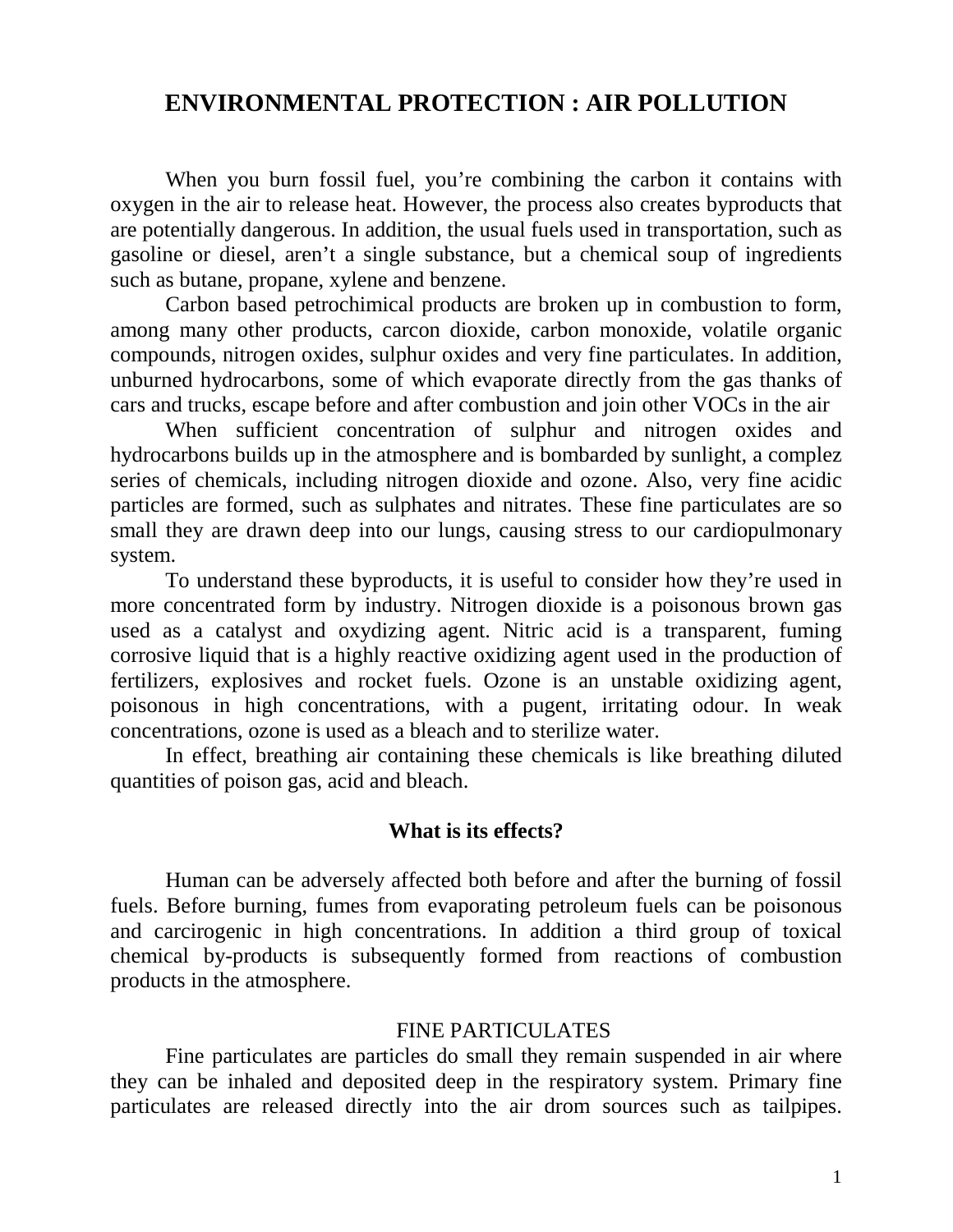# ENVIRONMENTAL PROTECTION : AIR POLLUTION

When you burn fossil fuel, you're combining the carbon it contains with oxygen in the air to release heat. However, the process also creates byproducts that are potentially dangerous. In addition, the usual fuels used in transportation, such as gasoline or diesel, aren't a single substance, but a chemical soup of ingredients such as butane, propane, xylene and benzene.

Carbon based petrochimical products are broken up in combustion to form, among many other products, carcon dioxide, carbon monoxide, volatile organic compounds, nitrogen oxides, sulphur oxides and very fine particulates. In addition, unburned hydrocarbons, some of which evaporate directly from the gas thanks of cars and trucks, escape before and after combustion and join other VOCs in the air

When sufficient concentration of sulphur and nitrogen oxides and hydrocarbons builds up in the atmosphere and is bombarded by sunlight, a complez series of chemicals, including nitrogen dioxide and ozone. Also, very fine acidic particles are formed, such as sulphates and nitrates. These fine particulates are so small they are drawn deep into our lungs, causing stress to our cardiopulmonary system.

To understand these byproducts, it is useful to consider how they're used in more concentrated form by industry. Nitrogen dioxide is a poisonous brown gas used as a catalyst and oxydizing agent. Nitric acid is a transparent, fuming corrosive liquid that is a highly reactive oxidizing agent used in the production of fertilizers, explosives and rocket fuels. Ozone is an unstable oxidizing agent, poisonous in high concentrations, with a pugent, irritating odour. In weak concentrations, ozone is used as a bleach and to sterilize water.

In effect, breathing air containing these chemicals is like breathing diluted quantities of poison gas, acid and bleach.

## What is its effects?

Human can be adversely affected both before and after the burning of fossil fuels. Before burning, fumes from evaporating petroleum fuels can be poisonous and carcirogenic in high concentrations. In addition a third group of toxical chemical by-products is subsequently formed from reactions of combustion products in the atmosphere.

### FINE PARTICULATES

Fine particulates are particles do small they remain suspended in air where they can be inhaled and deposited deep in the respiratory system. Primary fine particulates are released directly into the air drom sources such as tailpipes.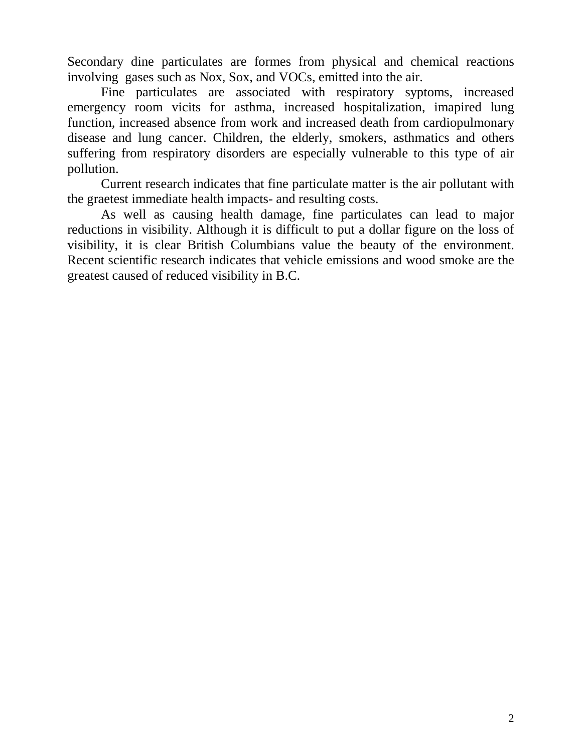Secondary dine particulates are formes from physical and chemical reactions involving gases such as Nox, Sox, and VOCs, emitted into the air.

Fine particulates are associated with respiratory syptoms, increased emergency room vicits for asthma, increased hospitalization, imapired lung function, increased absence from work and increased death from cardiopulmonary disease and lung cancer. Children, the elderly, smokers, asthmatics and others suffering from respiratory disorders are especially vulnerable to this type of air pollution.

Current research indicates that fine particulate matter is the air pollutant with the graetest immediate health impacts- and resulting costs.

As well as causing health damage, fine particulates can lead to major reductions in visibility. Although it is difficult to put a dollar figure on the loss of visibility, it is clear British Columbians value the beauty of the environment. Recent scientific research indicates that vehicle emissions and wood smoke are the greatest caused of reduced visibility in B.C.